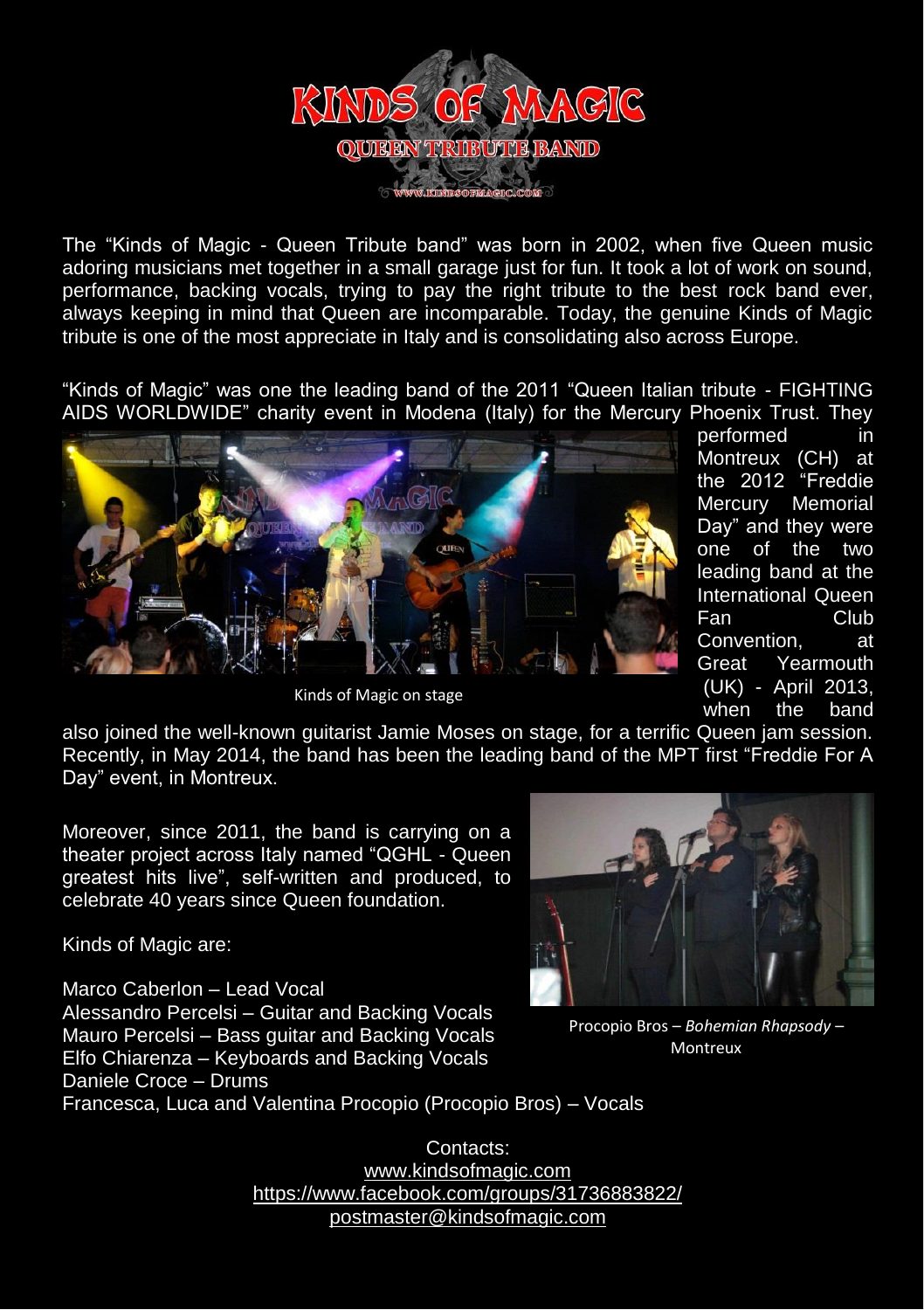# KINDS OF MAGIC

## QUEEN TRIBUTE BAND

WWW.KINDSOFMAGIC.COM

The "Kinds of Magic - Queen Tribute band" was born in 2002, when five Queen music adoring musicians met together in a small garage just for fun. It took a lot of work on sound, performance, backing vocals, trying to pay the right tribute to the best rock band ever, always keeping in mind that Queen are incomparable. Today, the genuine Kinds of Magic tribute is one of the most appreciate in Italy and is consolidating also across Europe.

"Kinds of Magic" was one the leading band of the 2011 "Queen Italian tribute - FIGHTING AIDS WORLDWIDE" charity event in Modena (Italy) for the Mercury Phoenix Trust. They performed in Montreux (CH) at the 2012 "Freddie Mercury Memorial Day" and they were one of the two leading band at the International Queen Fan Club Convention, at Great Yearmouth (UK) - April 2013, when the band also joined the well-known guitarist Jamie Moses on stage, for a terrific Queen jam session. Recently, in May 2014, the band has been the leading band of the MPT first "Freddie For A Day" event, in Montreux.

Kinds of Magic on stage

Moreover, since 2011, the band is carrying on a theater project across Italy named "QGHL - Queen greatest hits live", self-written and produced, to celebrate 40 years since Queen foundation.

Procopio Bros – *Bohemian Rhapsody* – Montreux

Kinds of Magic are:

Marco Caberlon – Lead Vocal
Alessandro Percelsi – Guitar and Backing Vocals
Mauro Percelsi – Bass guitar and Backing Vocals
Elfo Chiarenza – Keyboards and Backing Vocals
Daniele Croce – Drums
Francesca, Luca and Valentina Procopio (Procopio Bros) – Vocals

Contacts:
www.kindsofmagic.com
https://www.facebook.com/groups/31736883822/
postmaster@kindsofmagic.com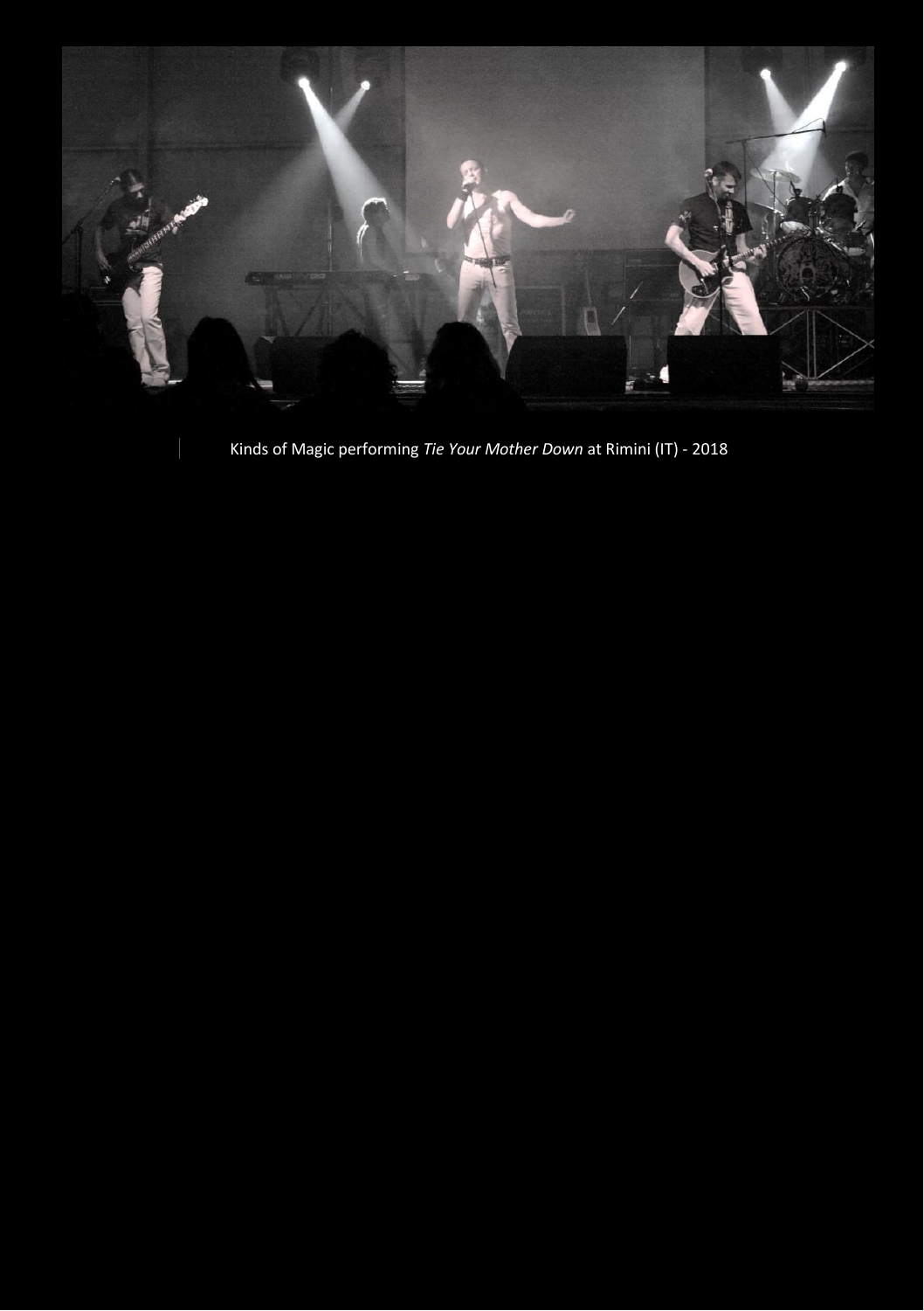Kinds of Magic performing *Tie Your Mother Down* at Rimini (IT) - 2018